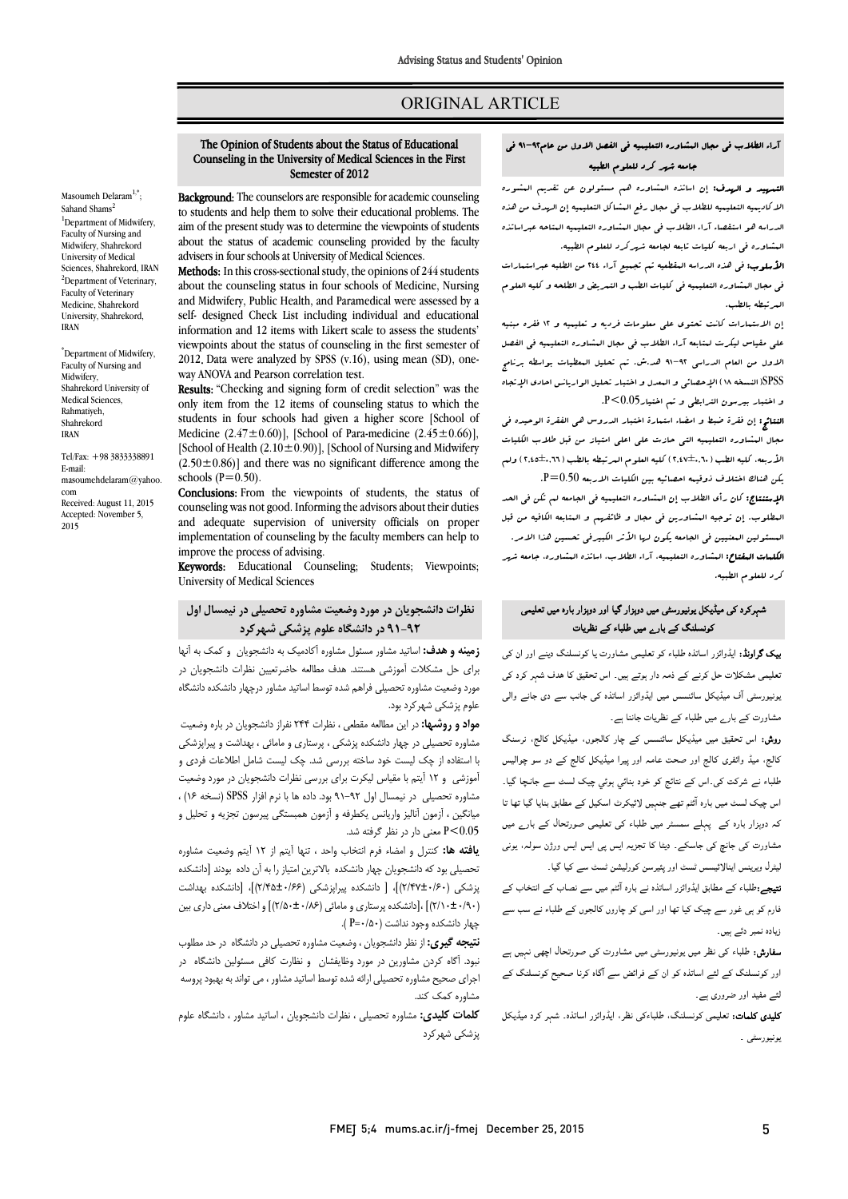ORIGINAL ARTICLE

## The Opinion of Students about the Status of Educational Counseling in the University of Medical Sciences in the First Semester of 2012

Masoumeh Delaram[1,*]; Sahand Shams[2]

[1]Department of Midwifery, Faculty of Nursing and Midwifery, Shahrekord University of Medical Sciences, Shahrekord, IRAN

[2]Department of Veterinary, Faculty of Veterinary Medicine, Shahrekord University, Shahrekord, IRAN

[*]Department of Midwifery, Faculty of Nursing and Midwifery, Shahrekord University of Medical Sciences, Rahmatiyeh, Shahrekord IRAN

Tel/Fax: +98 3833338891
E-mail: masoumehdelaram@yahoo.com

Received: August 11, 2015
Accepted: November 5, 2015

**Background:** The counselors are responsible for academic counseling to students and help them to solve their educational problems. The aim of the present study was to determine the viewpoints of students about the status of academic counseling provided by the faculty advisers in four schools at University of Medical Sciences.

**Methods:** In this cross-sectional study, the opinions of 244 students about the counseling status in four schools of Medicine, Nursing and Midwifery, Public Health, and Paramedical were assessed by a self- designed Check List including individual and educational information and 12 items with Likert scale to assess the students' viewpoints about the status of counseling in the first semester of 2012, Data were analyzed by SPSS (v.16), using mean (SD), one-way ANOVA and Pearson correlation test.

**Results:** "Checking and signing form of credit selection" was the only item from the 12 items of counseling status to which the students in four schools had given a higher score [School of Medicine (2.47±0.60)], [School of Para-medicine (2.45±0.66)], [School of Health (2.10±0.90)], [School of Nursing and Midwifery (2.50±0.86)] and there was no significant difference among the schools (P=0.50).

**Conclusions:** From the viewpoints of students, the status of counseling was not good. Informing the advisors about their duties and adequate supervision of university officials on proper implementation of counseling by the faculty members can help to improve the process of advising.

**Keywords:** Educational Counseling; Students; Viewpoints; University of Medical Sciences

## نظرات دانشجویان در مورد وضعیت مشاوره تحصیلی در نیمسال اول ۹۲-۹۱ در دانشگاه علوم پزشکی شهرکرد

**زمینه و هدف:** اساتید مشاور مسئول مشاوره آکادمیک به دانشجویان و کمک به آنها برای حل مشکلات آموزشی هستند. هدف مطالعه حاضرتعیین نظرات دانشجویان در مورد وضعیت مشاوره تحصیلی فراهم شده توسط اساتید مشاور درچهار دانشکده دانشگاه علوم پزشکی شهرکرد بود.

**مواد و روشها:** در این مطالعه مقطعی ، نظرات ۲۴۴ نفراز دانشجویان در باره وضعیت مشاوره تحصیلی در چهار دانشکده پزشکی ، پرستاری و مامائی ، بهداشت و پیراپزشکی با استفاده از چک لیست خود ساخته بررسی شد. چک لیست شامل اطلاعات فردی و آموزشی و ۱۲ آیتم با مقیاس لیکرت برای بررسی نظرات دانشجویان در مورد وضعیت مشاوره تحصیلی در نیمسال اول ۹۲-۹۱ بود. داده ها با نرم افزار SPSS (نسخه ۱۶) ، میانگین ، آزمون آنالیز واریانس یکطرفه و آزمون همبستگی پیرسون تجزیه و تحلیل و P<0.05 معنی دار در نظر گرفته شد.

**یافته ها:** کنترل و امضاء فرم انتخاب واحد ، تنها آیتم از ۱۲ آیتم وضعیت مشاوره تحصیلی بود که دانشجویان چهار دانشکده بالاترین امتیاز را به آن داده بودند [دانشکده پزشکی (۰/۶۰±۲/۴۷)]، [ دانشکده پیراپزشکی (۰/۶۶±۲/۴۵)]، [دانشکده بهداشت (۰/۹۰±۲/۱۰)] ،[دانشکده پرستاری و مامائی (۰/۸۶±۲/۵۰)] و اختلاف معنی داری بین چهار دانشکده وجود نداشت (P=۰/۵۰).

**نتیجه گیری:** از نظر دانشجویان ، وضعیت مشاوره تحصیلی در دانشگاه در حد مطلوب نبود. آگاه کردن مشاورین در مورد وظایفشان و نظارت کافی مسئولین دانشگاه در اجرای صحیح مشاوره تحصیلی ارائه شده توسط اساتید مشاور ، می تواند به بهبود پروسه مشاوره کمک کند.

**کلمات کلیدی:** مشاوره تحصیلی ، نظرات دانشجویان ، اساتید مشاور ، دانشگاه علوم پزشکی شهرکرد

## آراء الطلاب فی مجال المشاوره التعلیمیه فی الفصل الاول من عام۹۲-۹۱ فی جامعه شهر کرد للعلوم الطبیه

**التمهید و الهدف:** إن اساتذه المشاوره هم مسئولون عن تقدیم المشوره الاکادیمیه للطلاب فی مجال رفع المشاکل التعلیمیه إن الهدف من هذه الدراسه هو استقصاء آراء الطلاب فی مجال المشاوره التعلیمیه المتاحه عبراساتذه المشاوره فی اربعه کلیات تابعه لجامعه شهرکرد للعلوم الطبیه.

**الأسلوب:** فی هذه الدراسه المقطعیه تم تجمیع آراء ۲٤٤ من الطلبه عبراستمارات فی مجال المشاوره التعلیمیه فی کلیات الطب و التمریض و الطلبه و کلیه العلوم المرتبطه بالطب.

إن الاستمارات کانت تحتوی علی معلومات فردیه و تعلیمیه و ۱۲ فقره مبنیه علی مقیاس لیکرت لمتابعه آراء الطلاب فی مجال المشاوره التعلیمیه فی الفصل الاول من العام الدراسی ۹۲-۹۱ هد.ش. تم تحلیل المعطیات بواسطه برنامج SPSS(النسخه ۱۸) الإحصائی و المعدل و اختبار تحلیل الواریانس احادی الإتجاه و اختبار بیرسون الترابطی و تم اختبار P<0.05.

**النتائج:** إن فقرة ضبط و امضاء استمارة اختیار الدروس هی الفقرة الوحیده فی مجال المشاوره التعلیمیه التی حازت علی اعلی امتیاز من قبل طلاب الکلیات الأربعه، کلیه الطب (۲،٤۷±۰،٦۰) کلیه العلوم المرتبطه بالطب (۲،٤٥±۰،٦٦) ولم یکن هناك اختلاف ذوقیمه احصائیه بین الکلیات الاربعه P=0.50.

**الإستنتاج:** کان رأی الطلاب إن المشاوره التعلیمیه فی الجامعه لم تکن فی الحد المطلوب. إن توجیه المشاورین فی مجال و ظائفهم و المتابعه الکافیه من قبل المسئولین المعنیین فی الجامعه یکون لها الأثر الکبیرفی تحسین هذا الامر.

**الکلمات المفتاح:** المشاوره التعلیمیه، آراء الطلاب، اساتذه المشاوره، جامعه شهر کرد للعلوم الطبیه.

## شہرکرد کی میڈیکل یونیورسٹی میں دوہزار گیا اور دوہزار بارہ میں تعلیمی کونسلنگ کے بارے میں طلباء کے نظریات

**بیک گراونڈ:** ایڈوائزر اساتذہ طلباء کو تعلیمی مشاورت یا کونسلنگ دینے اور ان کی تعلیمی مشکلات حل کرنے کے ذمہ دار ہوتے ہیں۔ اس تحقیق کا ہدف شہر کرد کی یونیورسٹی آف میڈیکل سائنسس میں ایڈوائزر اساتذہ کی جانب سے دی جانے والی مشاورت کے بارے میں طلباء کے نظریات جاننا ہے۔

**روش:** اس تحقیق میں میڈیکل سائنسس کے چار کالجوں، میڈیکل کالج، نرسنگ کالج، میڈ وائفری کالج اور صحت عامہ اور پیرا میڈیکل کالج کے دو سو چوالیس طلباء نے شرکت کی۔اس کے نتائج کو خود بنائي ہوئي چیک لسٹ سے جانچا گيا۔ اس چیک لسٹ میں بارہ آئٹم تھے جنہیں لائیکرٹ اسکیل کے مطابق بنایا گيا تھا تا کہ دوہزار بارہ کے پہلے سمسٹر میں طلباء کی تعلیمی صورتحال کے بارے میں مشاورت کی جانچ کی جاسکے۔ ڈیٹا کا تجزیہ ایس پی ایس ایس سولہ، یونی ویرینٹ اینالائیسس ٹسٹ اور پیرسون کوریلیشن ٹسٹ سے کیا گيا۔

**نتیجے:**طلباء کے مطابق ایڈوائزر اساتذہ نے بارہ آئٹم میں سے نصاب کے انتخاب کے فارم کو ہی غور سے چیک کیا تھا اور اسی کو چاروں کالجوں کے طلباء نے سب سے زیادہ نمبر دئے ہیں۔

**سفارش:** طلباء کی نظر میں یونیورسٹی میں مشاورت کی صورتحال اچھی نہیں ہے اور کونسلنگ کے لئے اساتذہ کو ان کے فرائض سے آگاہ کرنا صحیح کونسلنگ کے لئے مفید اور ضروری ہے۔

**کلیدی کلمات:** تعلیمی کونسلنگ، طلباءکی نظر، ایڈوائزر اساتذہ۔ شہر کرد میڈیکل یونیورسٹی ۔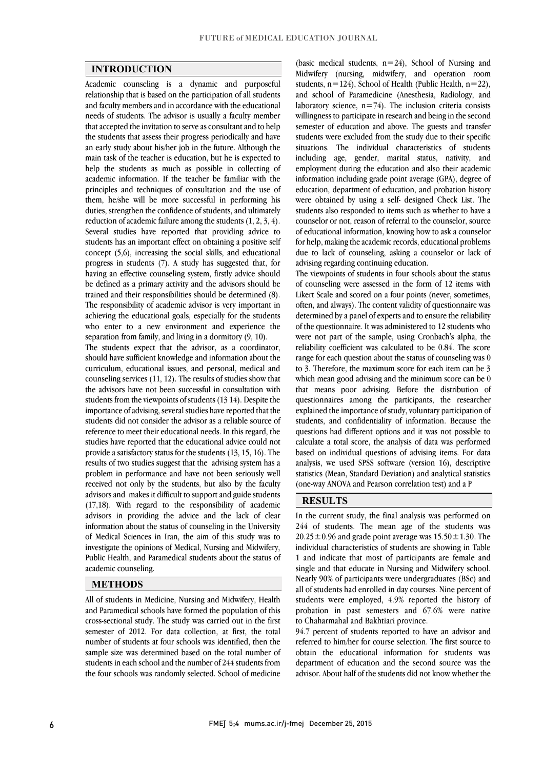## INTRODUCTION

Academic counseling is a dynamic and purposeful relationship that is based on the participation of all students and faculty members and in accordance with the educational needs of students. The advisor is usually a faculty member that accepted the invitation to serve as consultant and to help the students that assess their progress periodically and have an early study about his/her job in the future. Although the main task of the teacher is education, but he is expected to help the students as much as possible in collecting of academic information. If the teacher be familiar with the principles and techniques of consultation and the use of them, he/she will be more successful in performing his duties, strengthen the confidence of students, and ultimately reduction of academic failure among the students (1, 2, 3, 4). Several studies have reported that providing advice to students has an important effect on obtaining a positive self concept (5,6), increasing the social skills, and educational progress in students (7). A study has suggested that, for having an effective counseling system, firstly advice should be defined as a primary activity and the advisors should be trained and their responsibilities should be determined (8). The responsibility of academic advisor is very important in achieving the educational goals, especially for the students who enter to a new environment and experience the separation from family, and living in a dormitory (9, 10).

The students expect that the advisor, as a coordinator, should have sufficient knowledge and information about the curriculum, educational issues, and personal, medical and counseling services (11, 12). The results of studies show that the advisors have not been successful in consultation with students from the viewpoints of students (13 14). Despite the importance of advising, several studies have reported that the students did not consider the advisor as a reliable source of reference to meet their educational needs. In this regard, the studies have reported that the educational advice could not provide a satisfactory status for the students (13, 15, 16). The results of two studies suggest that the advising system has a problem in performance and have not been seriously well received not only by the students, but also by the faculty advisors and makes it difficult to support and guide students (17,18). With regard to the responsibility of academic advisors in providing the advice and the lack of clear information about the status of counseling in the University of Medical Sciences in Iran, the aim of this study was to investigate the opinions of Medical, Nursing and Midwifery, Public Health, and Paramedical students about the status of academic counseling.

## METHODS

All of students in Medicine, Nursing and Midwifery, Health and Paramedical schools have formed the population of this cross-sectional study. The study was carried out in the first semester of 2012. For data collection, at first, the total number of students at four schools was identified, then the sample size was determined based on the total number of students in each school and the number of 244 students from the four schools was randomly selected. School of medicine (basic medical students, n=24), School of Nursing and Midwifery (nursing, midwifery, and operation room students, n=124), School of Health (Public Health, n=22), and school of Paramedicine (Anesthesia, Radiology, and laboratory science, n=74). The inclusion criteria consists willingness to participate in research and being in the second semester of education and above. The guests and transfer students were excluded from the study due to their specific situations. The individual characteristics of students including age, gender, marital status, nativity, and employment during the education and also their academic information including grade point average (GPA), degree of education, department of education, and probation history were obtained by using a self- designed Check List. The students also responded to items such as whether to have a counselor or not, reason of referral to the counselor, source of educational information, knowing how to ask a counselor for help, making the academic records, educational problems due to lack of counseling, asking a counselor or lack of advising regarding continuing education.

The viewpoints of students in four schools about the status of counseling were assessed in the form of 12 items with Likert Scale and scored on a four points (never, sometimes, often, and always). The content validity of questionnaire was determined by a panel of experts and to ensure the reliability of the questionnaire. It was administered to 12 students who were not part of the sample, using Cronbach's alpha, the reliability coefficient was calculated to be 0.84. The score range for each question about the status of counseling was 0 to 3. Therefore, the maximum score for each item can be 3 which mean good advising and the minimum score can be 0 that means poor advising. Before the distribution of questionnaires among the participants, the researcher explained the importance of study, voluntary participation of students, and confidentiality of information. Because the questions had different options and it was not possible to calculate a total score, the analysis of data was performed based on individual questions of advising items. For data analysis, we used SPSS software (version 16), descriptive statistics (Mean, Standard Deviation) and analytical statistics (one-way ANOVA and Pearson correlation test) and a P

## RESULTS

In the current study, the final analysis was performed on 244 of students. The mean age of the students was $20.25\pm0.96$ and grade point average was $15.50\pm1.30$. The individual characteristics of students are showing in Table 1 and indicate that most of participants are female and single and that educate in Nursing and Midwifery school. Nearly 90% of participants were undergraduates (BSc) and all of students had enrolled in day courses. Nine percent of students were employed, 4.9% reported the history of probation in past semesters and 67.6% were native to Chaharmahal and Bakhtiari province.

94.7 percent of students reported to have an advisor and referred to him/her for course selection. The first source to obtain the educational information for students was department of education and the second source was the advisor. About half of the students did not know whether the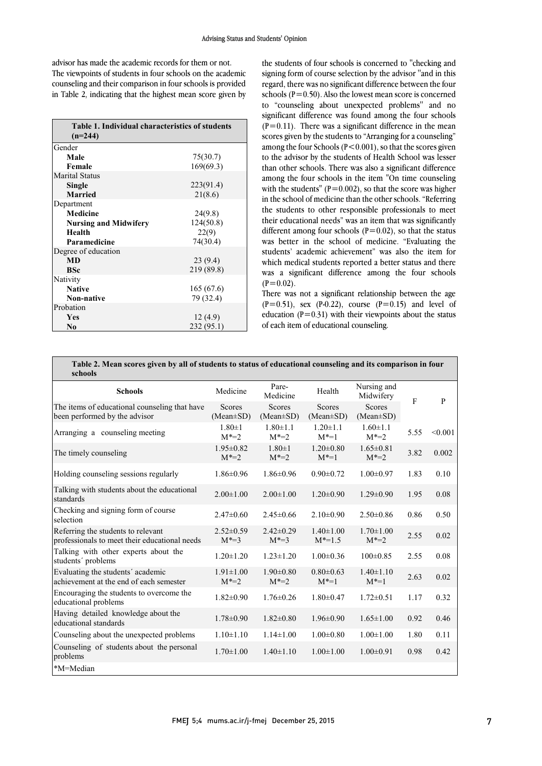advisor has made the academic records for them or not.

The viewpoints of students in four schools on the academic counseling and their comparison in four schools is provided in Table 2, indicating that the highest mean score given by the students of four schools is concerned to "checking and signing form of course selection by the advisor "and in this regard, there was no significant difference between the four schools (P=0.50). Also the lowest mean score is concerned to "counseling about unexpected problems" and no significant difference was found among the four schools (P=0.11). There was a significant difference in the mean scores given by the students to "Arranging for a counseling" among the four Schools (P<0.001), so that the scores given to the advisor by the students of Health School was lesser than other schools. There was also a significant difference among the four schools in the item "On time counseling with the students" (P=0.002), so that the score was higher in the school of medicine than the other schools. "Referring the students to other responsible professionals to meet their educational needs" was an item that was significantly different among four schools (P=0.02), so that the status was better in the school of medicine. "Evaluating the students' academic achievement" was also the item for which medical students reported a better status and there was a significant difference among the four schools (P=0.02).

There was not a significant relationship between the age (P=0.51), sex (P-0.22), course (P=0.15) and level of education (P=0.31) with their viewpoints about the status of each item of educational counseling.

**Table 1. Individual characteristics of students (n=244)**

| | |
|---|---|
| Gender | |
| **Male** | 75(30.7) |
| **Female** | 169(69.3) |
| Marital Status | |
| **Single** | 223(91.4) |
| **Married** | 21(8.6) |
| Department | |
| **Medicine** | 24(9.8) |
| **Nursing and Midwifery** | 124(50.8) |
| **Health** | 22(9) |
| **Paramedicine** | 74(30.4) |
| Degree of education | |
| **MD** | 23 (9.4) |
| **BSc** | 219 (89.8) |
| Nativity | |
| **Native** | 165 (67.6) |
| **Non-native** | 79 (32.4) |
| Probation | |
| **Yes** | 12 (4.9) |
| **No** | 232 (95.1) |

**Table 2. Mean scores given by all of students to status of educational counseling and its comparison in four schools**

| **Schools** | Medicine | Pare-Medicine | Health | Nursing and Midwifery | F | P |
|---|---|---|---|---|---|---|
| The items of educational counseling that have been performed by the advisor | Scores (Mean±SD) | Scores (Mean±SD) | Scores (Mean±SD) | Scores (Mean±SD) | | |
| Arranging a counseling meeting | 1.80±1 M*=2 | 1.80±1.1 M*=2 | 1.20±1.1 M*=1 | 1.60±1.1 M*=2 | 5.55 | <0.001 |
| The timely counseling | 1.95±0.82 M*=2 | 1.80±1 M*=2 | 1.20±0.80 M*=1 | 1.65±0.81 M*=2 | 3.82 | 0.002 |
| Holding counseling sessions regularly | 1.86±0.96 | 1.86±0.96 | 0.90±0.72 | 1.00±0.97 | 1.83 | 0.10 |
| Talking with students about the educational standards | 2.00±1.00 | 2.00±1.00 | 1.20±0.90 | 1.29±0.90 | 1.95 | 0.08 |
| Checking and signing form of course selection | 2.47±0.60 | 2.45±0.66 | 2.10±0.90 | 2.50±0.86 | 0.86 | 0.50 |
| Referring the students to relevant professionals to meet their educational needs | 2.52±0.59 M*=3 | 2.42±0.29 M*=3 | 1.40±1.00 M*=1.5 | 1.70±1.00 M*=2 | 2.55 | 0.02 |
| Talking with other experts about the students´ problems | 1.20±1.20 | 1.23±1.20 | 1.00±0.36 | 100±0.85 | 2.55 | 0.08 |
| Evaluating the students´ academic achievement at the end of each semester | 1.91±1.00 M*=2 | 1.90±0.80 M*=2 | 0.80±0.63 M*=1 | 1.40±1.10 M*=1 | 2.63 | 0.02 |
| Encouraging the students to overcome the educational problems | 1.82±0.90 | 1.76±0.26 | 1.80±0.47 | 1.72±0.51 | 1.17 | 0.32 |
| Having detailed knowledge about the educational standards | 1.78±0.90 | 1.82±0.80 | 1.96±0.90 | 1.65±1.00 | 0.92 | 0.46 |
| Counseling about the unexpected problems | 1.10±1.10 | 1.14±1.00 | 1.00±0.80 | 1.00±1.00 | 1.80 | 0.11 |
| Counseling of students about the personal problems | 1.70±1.00 | 1.40±1.10 | 1.00±1.00 | 1.00±0.91 | 0.98 | 0.42 |

*M=Median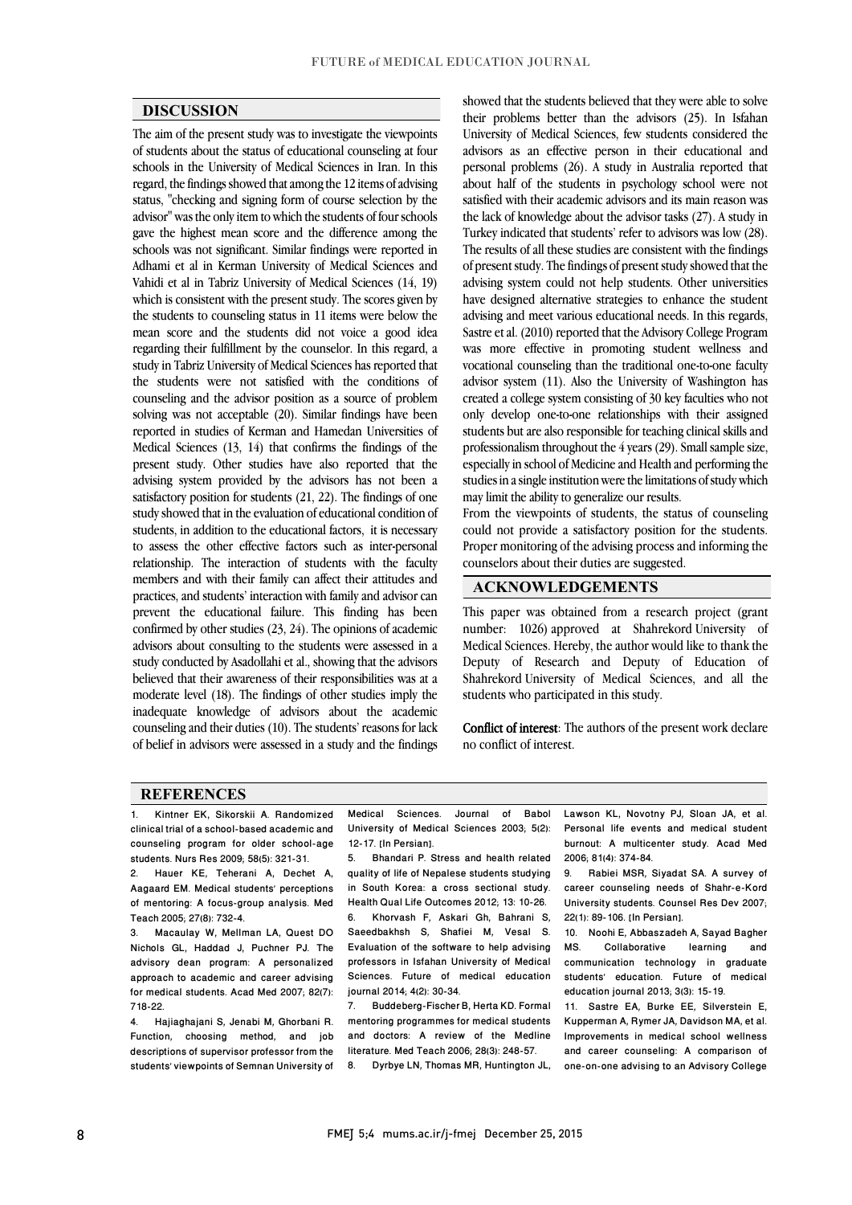## DISCUSSION

The aim of the present study was to investigate the viewpoints of students about the status of educational counseling at four schools in the University of Medical Sciences in Iran. In this regard, the findings showed that among the 12 items of advising status, "checking and signing form of course selection by the advisor" was the only item to which the students of four schools gave the highest mean score and the difference among the schools was not significant. Similar findings were reported in Adhami et al in Kerman University of Medical Sciences and Vahidi et al in Tabriz University of Medical Sciences (14, 19) which is consistent with the present study. The scores given by the students to counseling status in 11 items were below the mean score and the students did not voice a good idea regarding their fulfillment by the counselor. In this regard, a study in Tabriz University of Medical Sciences has reported that the students were not satisfied with the conditions of counseling and the advisor position as a source of problem solving was not acceptable (20). Similar findings have been reported in studies of Kerman and Hamedan Universities of Medical Sciences (13, 14) that confirms the findings of the present study. Other studies have also reported that the advising system provided by the advisors has not been a satisfactory position for students (21, 22). The findings of one study showed that in the evaluation of educational condition of students, in addition to the educational factors, it is necessary to assess the other effective factors such as inter-personal relationship. The interaction of students with the faculty members and with their family can affect their attitudes and practices, and students' interaction with family and advisor can prevent the educational failure. This finding has been confirmed by other studies (23, 24). The opinions of academic advisors about consulting to the students were assessed in a study conducted by Asadollahi et al., showing that the advisors believed that their awareness of their responsibilities was at a moderate level (18). The findings of other studies imply the inadequate knowledge of advisors about the academic counseling and their duties (10). The students' reasons for lack of belief in advisors were assessed in a study and the findings showed that the students believed that they were able to solve their problems better than the advisors (25). In Isfahan University of Medical Sciences, few students considered the advisors as an effective person in their educational and personal problems (26). A study in Australia reported that about half of the students in psychology school were not satisfied with their academic advisors and its main reason was the lack of knowledge about the advisor tasks (27). A study in Turkey indicated that students' refer to advisors was low (28). The results of all these studies are consistent with the findings of present study. The findings of present study showed that the advising system could not help students. Other universities have designed alternative strategies to enhance the student advising and meet various educational needs. In this regards, Sastre et al. (2010) reported that the Advisory College Program was more effective in promoting student wellness and vocational counseling than the traditional one-to-one faculty advisor system (11). Also the University of Washington has created a college system consisting of 30 key faculties who not only develop one-to-one relationships with their assigned students but are also responsible for teaching clinical skills and professionalism throughout the 4 years (29). Small sample size, especially in school of Medicine and Health and performing the studies in a single institution were the limitations of study which may limit the ability to generalize our results.

From the viewpoints of students, the status of counseling could not provide a satisfactory position for the students. Proper monitoring of the advising process and informing the counselors about their duties are suggested.

## ACKNOWLEDGEMENTS

This paper was obtained from a research project (grant number: 1026) approved at Shahrekord University of Medical Sciences. Hereby, the author would like to thank the Deputy of Research and Deputy of Education of Shahrekord University of Medical Sciences, and all the students who participated in this study.

**Conflict of interest**: The authors of the present work declare no conflict of interest.

## REFERENCES

1. Kintner EK, Sikorskii A. Randomized clinical trial of a school-based academic and counseling program for older school-age students. Nurs Res 2009; 58(5): 321-31.
2. Hauer KE, Teherani A, Dechet A, Aagaard EM. Medical students' perceptions of mentoring: A focus-group analysis. Med Teach 2005; 27(8): 732-4.
3. Macaulay W, Mellman LA, Quest DO Nichols GL, Haddad J, Puchner PJ. The advisory dean program: A personalized approach to academic and career advising for medical students. Acad Med 2007; 82(7): 718-22.
4. Hajiaghajani S, Jenabi M, Ghorbani R. Function, choosing method, and job descriptions of supervisor professor from the students' viewpoints of Semnan University of Medical Sciences. Journal of Babol University of Medical Sciences 2003; 5(2): 12-17. [In Persian].
5. Bhandari P. Stress and health related quality of life of Nepalese students studying in South Korea: a cross sectional study. Health Qual Life Outcomes 2012; 13: 10-26.
6. Khorvash F, Askari Gh, Bahrani S, Saeedbakhsh S, Shafiei M, Vesal S. Evaluation of the software to help advising professors in Isfahan University of Medical Sciences. Future of medical education journal 2014; 4(2): 30-34.
7. Buddeberg-Fischer B, Herta KD. Formal mentoring programmes for medical students and doctors: A review of the Medline literature. Med Teach 2006; 28(3): 248-57.
8. Dyrbye LN, Thomas MR, Huntington JL, Lawson KL, Novotny PJ, Sloan JA, et al. Personal life events and medical student burnout: A multicenter study. Acad Med 2006; 81(4): 374-84.
9. Rabiei MSR, Siyadat SA. A survey of career counseling needs of Shahr-e-Kord University students. Counsel Res Dev 2007; 22(1): 89-106. [In Persian].
10. Noohi E, Abbaszadeh A, Sayad Bagher MS. Collaborative learning and communication technology in graduate students' education. Future of medical education journal 2013; 3(3): 15-19.
11. Sastre EA, Burke EE, Silverstein E, Kupperman A, Rymer JA, Davidson MA, et al. Improvements in medical school wellness and career counseling: A comparison of one-on-one advising to an Advisory College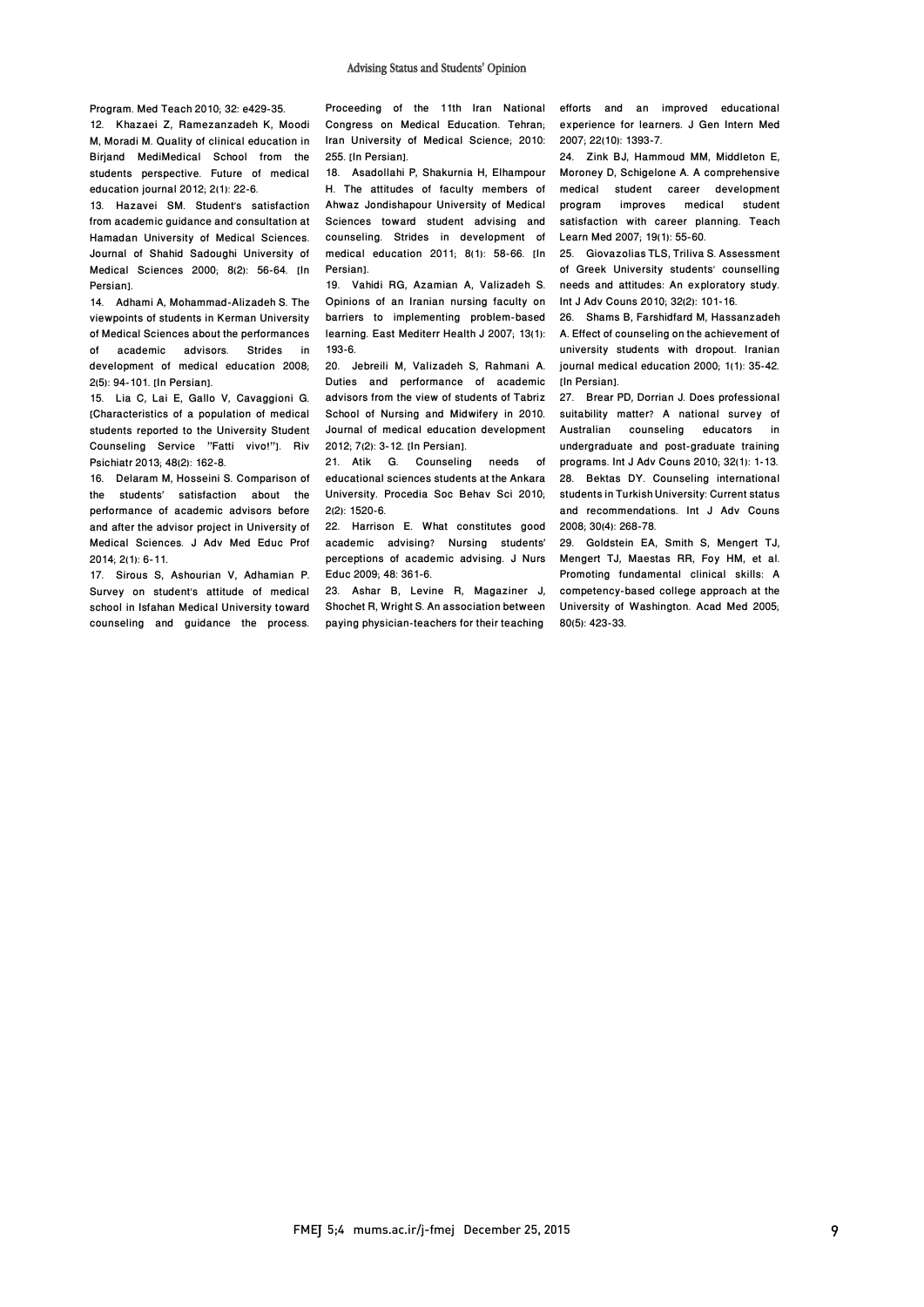Program. Med Teach 2010; 32: e429-35.

12. Khazaei Z, Ramezanzadeh K, Moodi M, Moradi M. Quality of clinical education in Birjand MediMedical School from the students perspective. Future of medical education journal 2012; 2(1): 22-6.

13. Hazavei SM. Student's satisfaction from academic guidance and consultation at Hamadan University of Medical Sciences. Journal of Shahid Sadoughi University of Medical Sciences 2000; 8(2): 56-64. [In Persian].

14. Adhami A, Mohammad-Alizadeh S. The viewpoints of students in Kerman University of Medical Sciences about the performances of academic advisors. Strides in development of medical education 2008; 2(5): 94-101. [In Persian].

15. Lia C, Lai E, Gallo V, Cavaggioni G. [Characteristics of a population of medical students reported to the University Student Counseling Service "Fatti vivo!"]. Riv Psichiatr 2013; 48(2): 162-8.

16. Delaram M, Hosseini S. Comparison of the students' satisfaction about the performance of academic advisors before and after the advisor project in University of Medical Sciences. J Adv Med Educ Prof 2014; 2(1): 6-11.

17. Sirous S, Ashourian V, Adhamian P. Survey on student's attitude of medical school in Isfahan Medical University toward counseling and guidance the process. Proceeding of the 11th Iran National Congress on Medical Education. Tehran; Iran University of Medical Science; 2010: 255. [In Persian].

18. Asadollahi P, Shakurnia H, Elhampour H. The attitudes of faculty members of Ahwaz Jondishapour University of Medical Sciences toward student advising and counseling. Strides in development of medical education 2011; 8(1): 58-66. [In Persian].

19. Vahidi RG, Azamian A, Valizadeh S. Opinions of an Iranian nursing faculty on barriers to implementing problem-based learning. East Mediterr Health J 2007; 13(1): 193-6.

20. Jebreili M, Valizadeh S, Rahmani A. Duties and performance of academic advisors from the view of students of Tabriz School of Nursing and Midwifery in 2010. Journal of medical education development 2012; 7(2): 3-12. [In Persian].

21. Atik G. Counseling needs of educational sciences students at the Ankara University. Procedia Soc Behav Sci 2010; 2(2): 1520-6.

22. Harrison E. What constitutes good academic advising? Nursing students' perceptions of academic advising. J Nurs Educ 2009; 48: 361-6.

23. Ashar B, Levine R, Magaziner J, Shochet R, Wright S. An association between paying physician-teachers for their teaching efforts and an improved educational experience for learners. J Gen Intern Med 2007; 22(10): 1393-7.

24. Zink BJ, Hammoud MM, Middleton E, Moroney D, Schigelone A. A comprehensive medical student career development program improves medical student satisfaction with career planning. Teach Learn Med 2007; 19(1): 55-60.

25. Giovazolias TLS, Triliva S. Assessment of Greek University students' counselling needs and attitudes: An exploratory study. Int J Adv Couns 2010; 32(2): 101-16.

26. Shams B, Farshidfard M, Hassanzadeh A. Effect of counseling on the achievement of university students with dropout. Iranian journal medical education 2000; 1(1): 35-42. [In Persian].

27. Brear PD, Dorrian J. Does professional suitability matter? A national survey of Australian counseling educators in undergraduate and post-graduate training programs. Int J Adv Couns 2010; 32(1): 1-13.

28. Bektas DY. Counseling international students in Turkish University: Current status and recommendations. Int J Adv Couns 2008; 30(4): 268-78.

29. Goldstein EA, Smith S, Mengert TJ, Mengert TJ, Maestas RR, Foy HM, et al. Promoting fundamental clinical skills: A competency-based college approach at the University of Washington. Acad Med 2005; 80(5): 423-33.